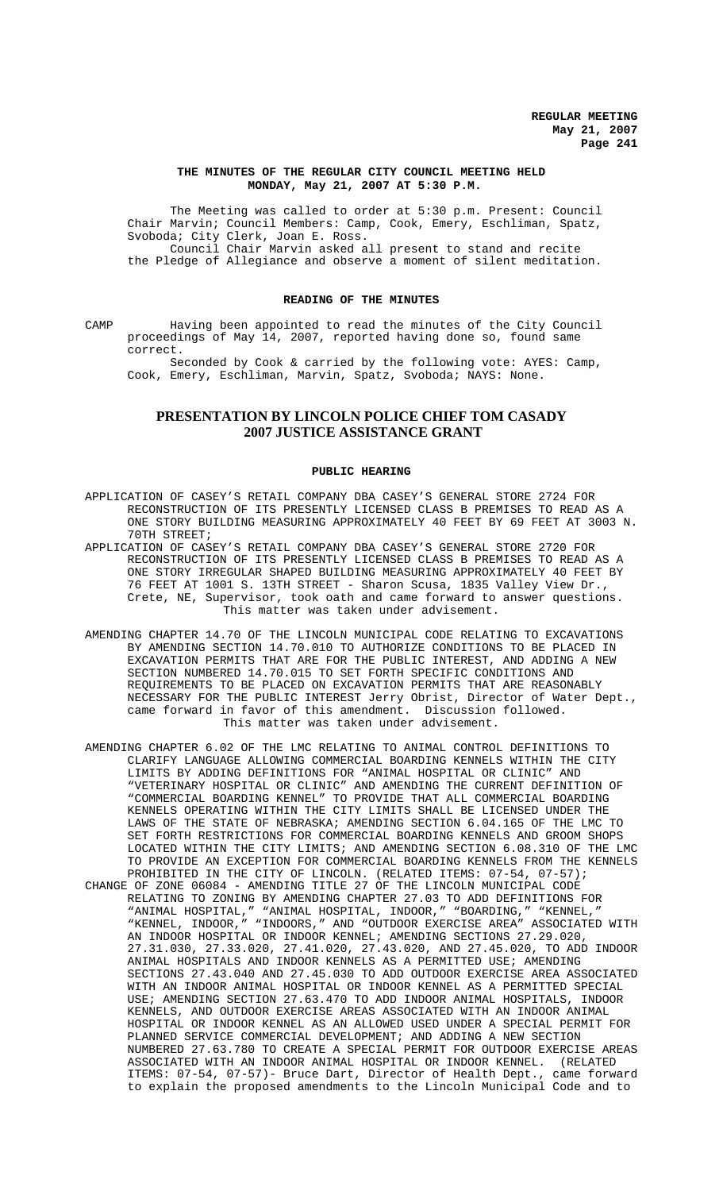**THE MINUTES OF THE REGULAR CITY COUNCIL MEETING HELD MONDAY, May 21, 2007 AT 5:30 P.M.**

The Meeting was called to order at 5:30 p.m. Present: Council Chair Marvin; Council Members: Camp, Cook, Emery, Eschliman, Spatz, Svoboda; City Clerk, Joan E. Ross.

Council Chair Marvin asked all present to stand and recite the Pledge of Allegiance and observe a moment of silent meditation.

**READING OF THE MINUTES**

CAMP Having been appointed to read the minutes of the City Council proceedings of May 14, 2007, reported having done so, found same correct.

Seconded by Cook & carried by the following vote: AYES: Camp, Cook, Emery, Eschliman, Marvin, Spatz, Svoboda; NAYS: None.

## PRESENTATION BY LINCOLN POLICE CHIEF TOM CASADY 2007 JUSTICE ASSISTANCE GRANT

**PUBLIC HEARING**

APPLICATION OF CASEY'S RETAIL COMPANY DBA CASEY'S GENERAL STORE 2724 FOR RECONSTRUCTION OF ITS PRESENTLY LICENSED CLASS B PREMISES TO READ AS A ONE STORY BUILDING MEASURING APPROXIMATELY 40 FEET BY 69 FEET AT 3003 N. 70TH STREET;

APPLICATION OF CASEY'S RETAIL COMPANY DBA CASEY'S GENERAL STORE 2720 FOR RECONSTRUCTION OF ITS PRESENTLY LICENSED CLASS B PREMISES TO READ AS A ONE STORY IRREGULAR SHAPED BUILDING MEASURING APPROXIMATELY 40 FEET BY 76 FEET AT 1001 S. 13TH STREET - Sharon Scusa, 1835 Valley View Dr., Crete, NE, Supervisor, took oath and came forward to answer questions. This matter was taken under advisement.

AMENDING CHAPTER 14.70 OF THE LINCOLN MUNICIPAL CODE RELATING TO EXCAVATIONS BY AMENDING SECTION 14.70.010 TO AUTHORIZE CONDITIONS TO BE PLACED IN EXCAVATION PERMITS THAT ARE FOR THE PUBLIC INTEREST, AND ADDING A NEW SECTION NUMBERED 14.70.015 TO SET FORTH SPECIFIC CONDITIONS AND REQUIREMENTS TO BE PLACED ON EXCAVATION PERMITS THAT ARE REASONABLY NECESSARY FOR THE PUBLIC INTEREST Jerry Obrist, Director of Water Dept., came forward in favor of this amendment. Discussion followed. This matter was taken under advisement.

AMENDING CHAPTER 6.02 OF THE LMC RELATING TO ANIMAL CONTROL DEFINITIONS TO CLARIFY LANGUAGE ALLOWING COMMERCIAL BOARDING KENNELS WITHIN THE CITY LIMITS BY ADDING DEFINITIONS FOR "ANIMAL HOSPITAL OR CLINIC" AND "VETERINARY HOSPITAL OR CLINIC" AND AMENDING THE CURRENT DEFINITION OF "COMMERCIAL BOARDING KENNEL" TO PROVIDE THAT ALL COMMERCIAL BOARDING KENNELS OPERATING WITHIN THE CITY LIMITS SHALL BE LICENSED UNDER THE LAWS OF THE STATE OF NEBRASKA; AMENDING SECTION 6.04.165 OF THE LMC TO SET FORTH RESTRICTIONS FOR COMMERCIAL BOARDING KENNELS AND GROOM SHOPS LOCATED WITHIN THE CITY LIMITS; AND AMENDING SECTION 6.08.310 OF THE LMC TO PROVIDE AN EXCEPTION FOR COMMERCIAL BOARDING KENNELS FROM THE KENNELS PROHIBITED IN THE CITY OF LINCOLN. (RELATED ITEMS: 07-54, 07-57);

CHANGE OF ZONE 06084 - AMENDING TITLE 27 OF THE LINCOLN MUNICIPAL CODE RELATING TO ZONING BY AMENDING CHAPTER 27.03 TO ADD DEFINITIONS FOR "ANIMAL HOSPITAL," "ANIMAL HOSPITAL, INDOOR," "BOARDING," "KENNEL," "KENNEL, INDOOR," "INDOORS," AND "OUTDOOR EXERCISE AREA" ASSOCIATED WITH AN INDOOR HOSPITAL OR INDOOR KENNEL; AMENDING SECTIONS 27.29.020, 27.31.030, 27.33.020, 27.41.020, 27.43.020, AND 27.45.020, TO ADD INDOOR ANIMAL HOSPITALS AND INDOOR KENNELS AS A PERMITTED USE; AMENDING SECTIONS 27.43.040 AND 27.45.030 TO ADD OUTDOOR EXERCISE AREA ASSOCIATED WITH AN INDOOR ANIMAL HOSPITAL OR INDOOR KENNEL AS A PERMITTED SPECIAL USE; AMENDING SECTION 27.63.470 TO ADD INDOOR ANIMAL HOSPITALS, INDOOR KENNELS, AND OUTDOOR EXERCISE AREAS ASSOCIATED WITH AN INDOOR ANIMAL HOSPITAL OR INDOOR KENNEL AS AN ALLOWED USED UNDER A SPECIAL PERMIT FOR PLANNED SERVICE COMMERCIAL DEVELOPMENT; AND ADDING A NEW SECTION NUMBERED 27.63.780 TO CREATE A SPECIAL PERMIT FOR OUTDOOR EXERCISE AREAS ASSOCIATED WITH AN INDOOR ANIMAL HOSPITAL OR INDOOR KENNEL. (RELATED ITEMS: 07-54, 07-57)- Bruce Dart, Director of Health Dept., came forward to explain the proposed amendments to the Lincoln Municipal Code and to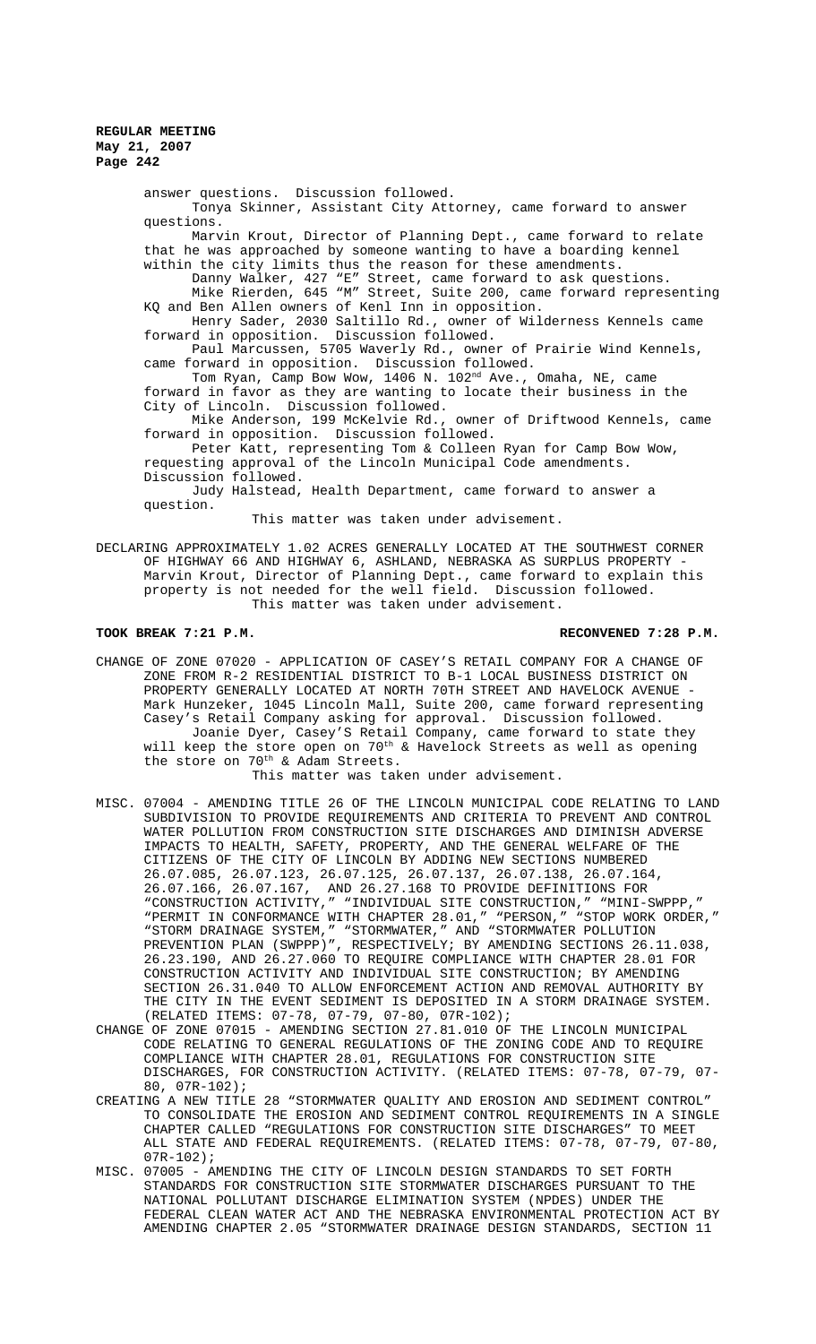answer questions. Discussion followed.

Tonya Skinner, Assistant City Attorney, came forward to answer questions.

Marvin Krout, Director of Planning Dept., came forward to relate that he was approached by someone wanting to have a boarding kennel within the city limits thus the reason for these amendments.

Danny Walker, 427 "E" Street, came forward to ask questions.

Mike Rierden, 645 "M" Street, Suite 200, came forward representing KQ and Ben Allen owners of Kenl Inn in opposition.

Henry Sader, 2030 Saltillo Rd., owner of Wilderness Kennels came forward in opposition. Discussion followed.

Paul Marcussen, 5705 Waverly Rd., owner of Prairie Wind Kennels, came forward in opposition. Discussion followed.

Tom Ryan, Camp Bow Wow, 1406 N. 102nd Ave., Omaha, NE, came forward in favor as they are wanting to locate their business in the City of Lincoln. Discussion followed.

Mike Anderson, 199 McKelvie Rd., owner of Driftwood Kennels, came forward in opposition. Discussion followed.

Peter Katt, representing Tom & Colleen Ryan for Camp Bow Wow, requesting approval of the Lincoln Municipal Code amendments. Discussion followed.

Judy Halstead, Health Department, came forward to answer a question.

This matter was taken under advisement.

DECLARING APPROXIMATELY 1.02 ACRES GENERALLY LOCATED AT THE SOUTHWEST CORNER OF HIGHWAY 66 AND HIGHWAY 6, ASHLAND, NEBRASKA AS SURPLUS PROPERTY - Marvin Krout, Director of Planning Dept., came forward to explain this property is not needed for the well field. Discussion followed.

This matter was taken under advisement.

**TOOK BREAK 7:21 P.M. RECONVENED 7:28 P.M.**

CHANGE OF ZONE 07020 - APPLICATION OF CASEY'S RETAIL COMPANY FOR A CHANGE OF ZONE FROM R-2 RESIDENTIAL DISTRICT TO B-1 LOCAL BUSINESS DISTRICT ON PROPERTY GENERALLY LOCATED AT NORTH 70TH STREET AND HAVELOCK AVENUE - Mark Hunzeker, 1045 Lincoln Mall, Suite 200, came forward representing Casey's Retail Company asking for approval. Discussion followed.

Joanie Dyer, Casey'S Retail Company, came forward to state they will keep the store open on 70th & Havelock Streets as well as opening the store on 70th & Adam Streets.

This matter was taken under advisement.

MISC. 07004 - AMENDING TITLE 26 OF THE LINCOLN MUNICIPAL CODE RELATING TO LAND SUBDIVISION TO PROVIDE REQUIREMENTS AND CRITERIA TO PREVENT AND CONTROL WATER POLLUTION FROM CONSTRUCTION SITE DISCHARGES AND DIMINISH ADVERSE IMPACTS TO HEALTH, SAFETY, PROPERTY, AND THE GENERAL WELFARE OF THE CITIZENS OF THE CITY OF LINCOLN BY ADDING NEW SECTIONS NUMBERED 26.07.085, 26.07.123, 26.07.125, 26.07.137, 26.07.138, 26.07.164, 26.07.166, 26.07.167, AND 26.27.168 TO PROVIDE DEFINITIONS FOR "CONSTRUCTION ACTIVITY," "INDIVIDUAL SITE CONSTRUCTION," "MINI-SWPPP," "PERMIT IN CONFORMANCE WITH CHAPTER 28.01," "PERSON," "STOP WORK ORDER," "STORM DRAINAGE SYSTEM," "STORMWATER," AND "STORMWATER POLLUTION PREVENTION PLAN (SWPPP)", RESPECTIVELY; BY AMENDING SECTIONS 26.11.038, 26.23.190, AND 26.27.060 TO REQUIRE COMPLIANCE WITH CHAPTER 28.01 FOR CONSTRUCTION ACTIVITY AND INDIVIDUAL SITE CONSTRUCTION; BY AMENDING SECTION 26.31.040 TO ALLOW ENFORCEMENT ACTION AND REMOVAL AUTHORITY BY THE CITY IN THE EVENT SEDIMENT IS DEPOSITED IN A STORM DRAINAGE SYSTEM. (RELATED ITEMS: 07-78, 07-79, 07-80, 07R-102);

CHANGE OF ZONE 07015 - AMENDING SECTION 27.81.010 OF THE LINCOLN MUNICIPAL CODE RELATING TO GENERAL REGULATIONS OF THE ZONING CODE AND TO REQUIRE COMPLIANCE WITH CHAPTER 28.01, REGULATIONS FOR CONSTRUCTION SITE DISCHARGES, FOR CONSTRUCTION ACTIVITY. (RELATED ITEMS: 07-78, 07-79, 07-80, 07R-102);

CREATING A NEW TITLE 28 "STORMWATER QUALITY AND EROSION AND SEDIMENT CONTROL" TO CONSOLIDATE THE EROSION AND SEDIMENT CONTROL REQUIREMENTS IN A SINGLE CHAPTER CALLED "REGULATIONS FOR CONSTRUCTION SITE DISCHARGES" TO MEET ALL STATE AND FEDERAL REQUIREMENTS. (RELATED ITEMS: 07-78, 07-79, 07-80, 07R-102);

MISC. 07005 - AMENDING THE CITY OF LINCOLN DESIGN STANDARDS TO SET FORTH STANDARDS FOR CONSTRUCTION SITE STORMWATER DISCHARGES PURSUANT TO THE NATIONAL POLLUTANT DISCHARGE ELIMINATION SYSTEM (NPDES) UNDER THE FEDERAL CLEAN WATER ACT AND THE NEBRASKA ENVIRONMENTAL PROTECTION ACT BY AMENDING CHAPTER 2.05 "STORMWATER DRAINAGE DESIGN STANDARDS, SECTION 11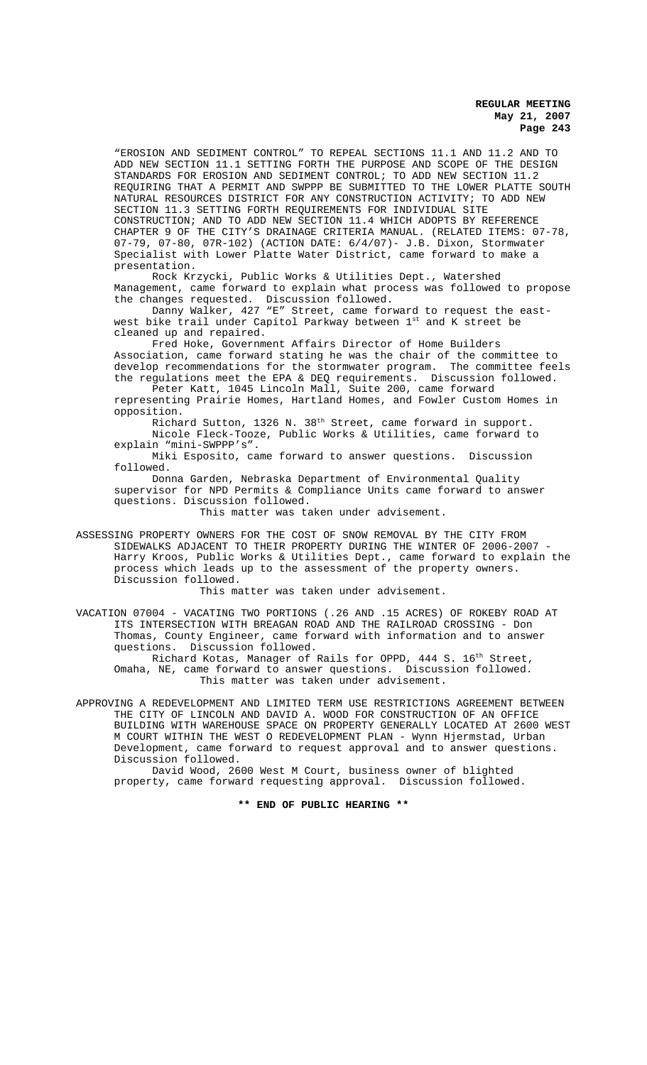"EROSION AND SEDIMENT CONTROL" TO REPEAL SECTIONS 11.1 AND 11.2 AND TO ADD NEW SECTION 11.1 SETTING FORTH THE PURPOSE AND SCOPE OF THE DESIGN STANDARDS FOR EROSION AND SEDIMENT CONTROL; TO ADD NEW SECTION 11.2 REQUIRING THAT A PERMIT AND SWPPP BE SUBMITTED TO THE LOWER PLATTE SOUTH NATURAL RESOURCES DISTRICT FOR ANY CONSTRUCTION ACTIVITY; TO ADD NEW SECTION 11.3 SETTING FORTH REQUIREMENTS FOR INDIVIDUAL SITE CONSTRUCTION; AND TO ADD NEW SECTION 11.4 WHICH ADOPTS BY REFERENCE CHAPTER 9 OF THE CITY'S DRAINAGE CRITERIA MANUAL. (RELATED ITEMS: 07-78, 07-79, 07-80, 07R-102) (ACTION DATE: 6/4/07)- J.B. Dixon, Stormwater Specialist with Lower Platte Water District, came forward to make a presentation.

Rock Krzycki, Public Works & Utilities Dept., Watershed Management, came forward to explain what process was followed to propose the changes requested. Discussion followed.

Danny Walker, 427 "E" Street, came forward to request the east-west bike trail under Capitol Parkway between 1st and K street be cleaned up and repaired.

Fred Hoke, Government Affairs Director of Home Builders Association, came forward stating he was the chair of the committee to develop recommendations for the stormwater program. The committee feels the regulations meet the EPA & DEQ requirements. Discussion followed.

Peter Katt, 1045 Lincoln Mall, Suite 200, came forward representing Prairie Homes, Hartland Homes, and Fowler Custom Homes in opposition.

Richard Sutton, 1326 N. 38th Street, came forward in support.

Nicole Fleck-Tooze, Public Works & Utilities, came forward to explain "mini-SWPPP's".

Miki Esposito, came forward to answer questions. Discussion followed.

Donna Garden, Nebraska Department of Environmental Quality supervisor for NPD Permits & Compliance Units came forward to answer questions. Discussion followed.

This matter was taken under advisement.

ASSESSING PROPERTY OWNERS FOR THE COST OF SNOW REMOVAL BY THE CITY FROM SIDEWALKS ADJACENT TO THEIR PROPERTY DURING THE WINTER OF 2006-2007 - Harry Kroos, Public Works & Utilities Dept., came forward to explain the process which leads up to the assessment of the property owners. Discussion followed.

This matter was taken under advisement.

VACATION 07004 - VACATING TWO PORTIONS (.26 AND .15 ACRES) OF ROKEBY ROAD AT ITS INTERSECTION WITH BREAGAN ROAD AND THE RAILROAD CROSSING - Don Thomas, County Engineer, came forward with information and to answer questions. Discussion followed.

Richard Kotas, Manager of Rails for OPPD, 444 S. 16th Street, Omaha, NE, came forward to answer questions. Discussion followed.

This matter was taken under advisement.

APPROVING A REDEVELOPMENT AND LIMITED TERM USE RESTRICTIONS AGREEMENT BETWEEN THE CITY OF LINCOLN AND DAVID A. WOOD FOR CONSTRUCTION OF AN OFFICE BUILDING WITH WAREHOUSE SPACE ON PROPERTY GENERALLY LOCATED AT 2600 WEST M COURT WITHIN THE WEST O REDEVELOPMENT PLAN - Wynn Hjermstad, Urban Development, came forward to request approval and to answer questions. Discussion followed.

David Wood, 2600 West M Court, business owner of blighted property, came forward requesting approval. Discussion followed.

**\*\* END OF PUBLIC HEARING \*\***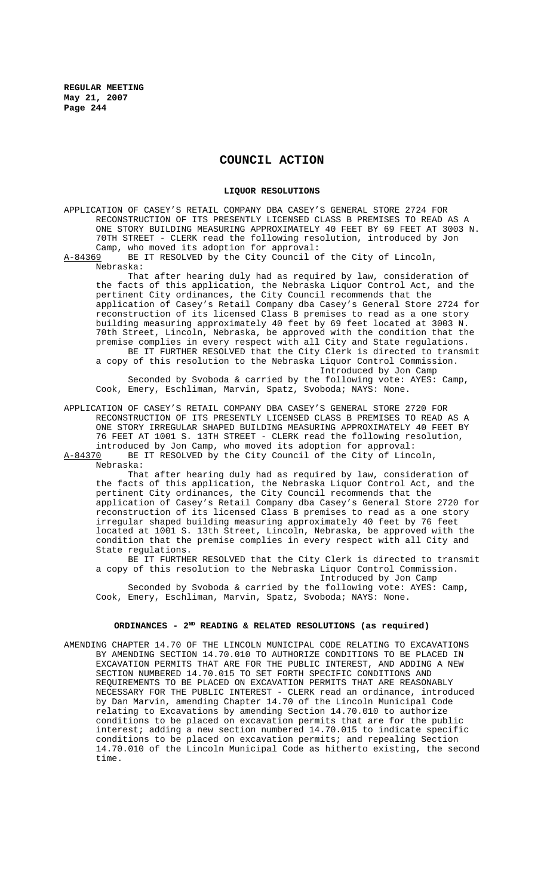# COUNCIL ACTION

## LIQUOR RESOLUTIONS

APPLICATION OF CASEY'S RETAIL COMPANY DBA CASEY'S GENERAL STORE 2724 FOR RECONSTRUCTION OF ITS PRESENTLY LICENSED CLASS B PREMISES TO READ AS A ONE STORY BUILDING MEASURING APPROXIMATELY 40 FEET BY 69 FEET AT 3003 N. 70TH STREET - CLERK read the following resolution, introduced by Jon Camp, who moved its adoption for approval:

A-84369 BE IT RESOLVED by the City Council of the City of Lincoln, Nebraska:

That after hearing duly had as required by law, consideration of the facts of this application, the Nebraska Liquor Control Act, and the pertinent City ordinances, the City Council recommends that the application of Casey's Retail Company dba Casey's General Store 2724 for reconstruction of its licensed Class B premises to read as a one story building measuring approximately 40 feet by 69 feet located at 3003 N. 70th Street, Lincoln, Nebraska, be approved with the condition that the premise complies in every respect with all City and State regulations.

BE IT FURTHER RESOLVED that the City Clerk is directed to transmit a copy of this resolution to the Nebraska Liquor Control Commission.

Introduced by Jon Camp

Seconded by Svoboda & carried by the following vote: AYES: Camp, Cook, Emery, Eschliman, Marvin, Spatz, Svoboda; NAYS: None.

APPLICATION OF CASEY'S RETAIL COMPANY DBA CASEY'S GENERAL STORE 2720 FOR RECONSTRUCTION OF ITS PRESENTLY LICENSED CLASS B PREMISES TO READ AS A ONE STORY IRREGULAR SHAPED BUILDING MEASURING APPROXIMATELY 40 FEET BY 76 FEET AT 1001 S. 13TH STREET - CLERK read the following resolution, introduced by Jon Camp, who moved its adoption for approval:

A-84370 BE IT RESOLVED by the City Council of the City of Lincoln, Nebraska:

That after hearing duly had as required by law, consideration of the facts of this application, the Nebraska Liquor Control Act, and the pertinent City ordinances, the City Council recommends that the application of Casey's Retail Company dba Casey's General Store 2720 for reconstruction of its licensed Class B premises to read as a one story irregular shaped building measuring approximately 40 feet by 76 feet located at 1001 S. 13th Street, Lincoln, Nebraska, be approved with the condition that the premise complies in every respect with all City and State regulations.

BE IT FURTHER RESOLVED that the City Clerk is directed to transmit a copy of this resolution to the Nebraska Liquor Control Commission.

Introduced by Jon Camp

Seconded by Svoboda & carried by the following vote: AYES: Camp, Cook, Emery, Eschliman, Marvin, Spatz, Svoboda; NAYS: None.

## ORDINANCES - 2ND READING & RELATED RESOLUTIONS (as required)

AMENDING CHAPTER 14.70 OF THE LINCOLN MUNICIPAL CODE RELATING TO EXCAVATIONS BY AMENDING SECTION 14.70.010 TO AUTHORIZE CONDITIONS TO BE PLACED IN EXCAVATION PERMITS THAT ARE FOR THE PUBLIC INTEREST, AND ADDING A NEW SECTION NUMBERED 14.70.015 TO SET FORTH SPECIFIC CONDITIONS AND REQUIREMENTS TO BE PLACED ON EXCAVATION PERMITS THAT ARE REASONABLY NECESSARY FOR THE PUBLIC INTEREST - CLERK read an ordinance, introduced by Dan Marvin, amending Chapter 14.70 of the Lincoln Municipal Code relating to Excavations by amending Section 14.70.010 to authorize conditions to be placed on excavation permits that are for the public interest; adding a new section numbered 14.70.015 to indicate specific conditions to be placed on excavation permits; and repealing Section 14.70.010 of the Lincoln Municipal Code as hitherto existing, the second time.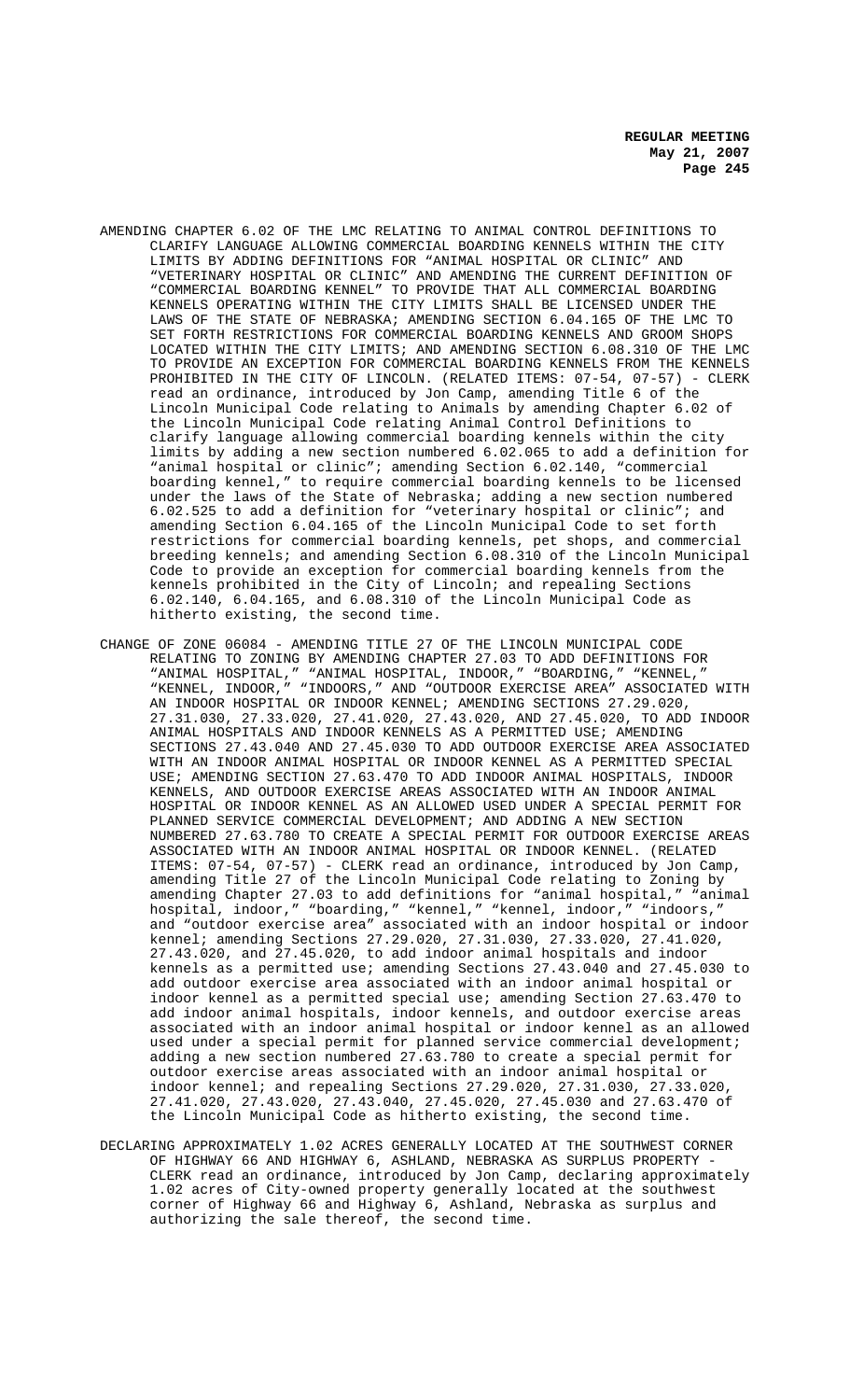AMENDING CHAPTER 6.02 OF THE LMC RELATING TO ANIMAL CONTROL DEFINITIONS TO CLARIFY LANGUAGE ALLOWING COMMERCIAL BOARDING KENNELS WITHIN THE CITY LIMITS BY ADDING DEFINITIONS FOR "ANIMAL HOSPITAL OR CLINIC" AND "VETERINARY HOSPITAL OR CLINIC" AND AMENDING THE CURRENT DEFINITION OF "COMMERCIAL BOARDING KENNEL" TO PROVIDE THAT ALL COMMERCIAL BOARDING KENNELS OPERATING WITHIN THE CITY LIMITS SHALL BE LICENSED UNDER THE LAWS OF THE STATE OF NEBRASKA; AMENDING SECTION 6.04.165 OF THE LMC TO SET FORTH RESTRICTIONS FOR COMMERCIAL BOARDING KENNELS AND GROOM SHOPS LOCATED WITHIN THE CITY LIMITS; AND AMENDING SECTION 6.08.310 OF THE LMC TO PROVIDE AN EXCEPTION FOR COMMERCIAL BOARDING KENNELS FROM THE KENNELS PROHIBITED IN THE CITY OF LINCOLN. (RELATED ITEMS: 07-54, 07-57) - CLERK read an ordinance, introduced by Jon Camp, amending Title 6 of the Lincoln Municipal Code relating to Animals by amending Chapter 6.02 of the Lincoln Municipal Code relating Animal Control Definitions to clarify language allowing commercial boarding kennels within the city limits by adding a new section numbered 6.02.065 to add a definition for "animal hospital or clinic"; amending Section 6.02.140, "commercial boarding kennel," to require commercial boarding kennels to be licensed under the laws of the State of Nebraska; adding a new section numbered 6.02.525 to add a definition for "veterinary hospital or clinic"; and amending Section 6.04.165 of the Lincoln Municipal Code to set forth restrictions for commercial boarding kennels, pet shops, and commercial breeding kennels; and amending Section 6.08.310 of the Lincoln Municipal Code to provide an exception for commercial boarding kennels from the kennels prohibited in the City of Lincoln; and repealing Sections 6.02.140, 6.04.165, and 6.08.310 of the Lincoln Municipal Code as hitherto existing, the second time.

CHANGE OF ZONE 06084 - AMENDING TITLE 27 OF THE LINCOLN MUNICIPAL CODE RELATING TO ZONING BY AMENDING CHAPTER 27.03 TO ADD DEFINITIONS FOR "ANIMAL HOSPITAL," "ANIMAL HOSPITAL, INDOOR," "BOARDING," "KENNEL," "KENNEL, INDOOR," "INDOORS," AND "OUTDOOR EXERCISE AREA" ASSOCIATED WITH AN INDOOR HOSPITAL OR INDOOR KENNEL; AMENDING SECTIONS 27.29.020, 27.31.030, 27.33.020, 27.41.020, 27.43.020, AND 27.45.020, TO ADD INDOOR ANIMAL HOSPITALS AND INDOOR KENNELS AS A PERMITTED USE; AMENDING SECTIONS 27.43.040 AND 27.45.030 TO ADD OUTDOOR EXERCISE AREA ASSOCIATED WITH AN INDOOR ANIMAL HOSPITAL OR INDOOR KENNEL AS A PERMITTED SPECIAL USE; AMENDING SECTION 27.63.470 TO ADD INDOOR ANIMAL HOSPITALS, INDOOR KENNELS, AND OUTDOOR EXERCISE AREAS ASSOCIATED WITH AN INDOOR ANIMAL HOSPITAL OR INDOOR KENNEL AS AN ALLOWED USED UNDER A SPECIAL PERMIT FOR PLANNED SERVICE COMMERCIAL DEVELOPMENT; AND ADDING A NEW SECTION NUMBERED 27.63.780 TO CREATE A SPECIAL PERMIT FOR OUTDOOR EXERCISE AREAS ASSOCIATED WITH AN INDOOR ANIMAL HOSPITAL OR INDOOR KENNEL. (RELATED ITEMS: 07-54, 07-57) - CLERK read an ordinance, introduced by Jon Camp, amending Title 27 of the Lincoln Municipal Code relating to Zoning by amending Chapter 27.03 to add definitions for "animal hospital," "animal hospital, indoor," "boarding," "kennel," "kennel, indoor," "indoors," and "outdoor exercise area" associated with an indoor hospital or indoor kennel; amending Sections 27.29.020, 27.31.030, 27.33.020, 27.41.020, 27.43.020, and 27.45.020, to add indoor animal hospitals and indoor kennels as a permitted use; amending Sections 27.43.040 and 27.45.030 to add outdoor exercise area associated with an indoor animal hospital or indoor kennel as a permitted special use; amending Section 27.63.470 to add indoor animal hospitals, indoor kennels, and outdoor exercise areas associated with an indoor animal hospital or indoor kennel as an allowed used under a special permit for planned service commercial development; adding a new section numbered 27.63.780 to create a special permit for outdoor exercise areas associated with an indoor animal hospital or indoor kennel; and repealing Sections 27.29.020, 27.31.030, 27.33.020, 27.41.020, 27.43.020, 27.43.040, 27.45.020, 27.45.030 and 27.63.470 of the Lincoln Municipal Code as hitherto existing, the second time.

DECLARING APPROXIMATELY 1.02 ACRES GENERALLY LOCATED AT THE SOUTHWEST CORNER OF HIGHWAY 66 AND HIGHWAY 6, ASHLAND, NEBRASKA AS SURPLUS PROPERTY - CLERK read an ordinance, introduced by Jon Camp, declaring approximately 1.02 acres of City-owned property generally located at the southwest corner of Highway 66 and Highway 6, Ashland, Nebraska as surplus and authorizing the sale thereof, the second time.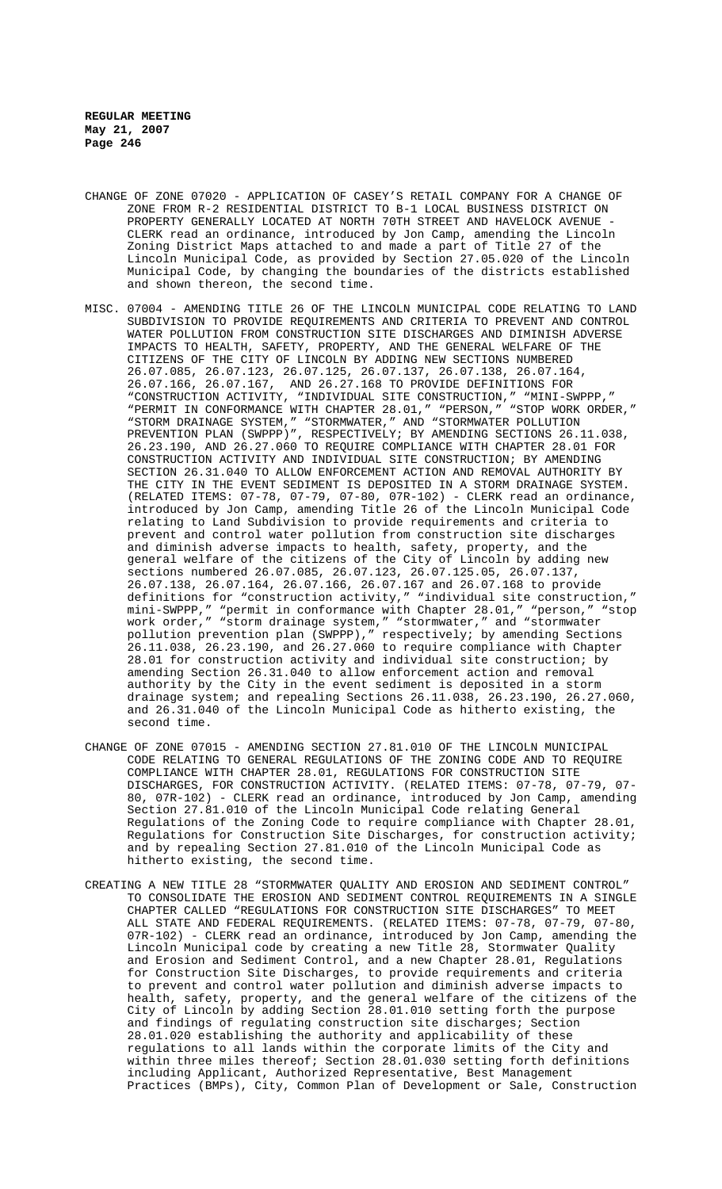CHANGE OF ZONE 07020 - APPLICATION OF CASEY'S RETAIL COMPANY FOR A CHANGE OF ZONE FROM R-2 RESIDENTIAL DISTRICT TO B-1 LOCAL BUSINESS DISTRICT ON PROPERTY GENERALLY LOCATED AT NORTH 70TH STREET AND HAVELOCK AVENUE - CLERK read an ordinance, introduced by Jon Camp, amending the Lincoln Zoning District Maps attached to and made a part of Title 27 of the Lincoln Municipal Code, as provided by Section 27.05.020 of the Lincoln Municipal Code, by changing the boundaries of the districts established and shown thereon, the second time.

MISC. 07004 - AMENDING TITLE 26 OF THE LINCOLN MUNICIPAL CODE RELATING TO LAND SUBDIVISION TO PROVIDE REQUIREMENTS AND CRITERIA TO PREVENT AND CONTROL WATER POLLUTION FROM CONSTRUCTION SITE DISCHARGES AND DIMINISH ADVERSE IMPACTS TO HEALTH, SAFETY, PROPERTY, AND THE GENERAL WELFARE OF THE CITIZENS OF THE CITY OF LINCOLN BY ADDING NEW SECTIONS NUMBERED 26.07.085, 26.07.123, 26.07.125, 26.07.137, 26.07.138, 26.07.164, 26.07.166, 26.07.167, AND 26.27.168 TO PROVIDE DEFINITIONS FOR "CONSTRUCTION ACTIVITY, "INDIVIDUAL SITE CONSTRUCTION," "MINI-SWPPP," "PERMIT IN CONFORMANCE WITH CHAPTER 28.01," "PERSON," "STOP WORK ORDER," "STORM DRAINAGE SYSTEM," "STORMWATER," AND "STORMWATER POLLUTION PREVENTION PLAN (SWPPP)", RESPECTIVELY; BY AMENDING SECTIONS 26.11.038, 26.23.190, AND 26.27.060 TO REQUIRE COMPLIANCE WITH CHAPTER 28.01 FOR CONSTRUCTION ACTIVITY AND INDIVIDUAL SITE CONSTRUCTION; BY AMENDING SECTION 26.31.040 TO ALLOW ENFORCEMENT ACTION AND REMOVAL AUTHORITY BY THE CITY IN THE EVENT SEDIMENT IS DEPOSITED IN A STORM DRAINAGE SYSTEM. (RELATED ITEMS: 07-78, 07-79, 07-80, 07R-102) - CLERK read an ordinance, introduced by Jon Camp, amending Title 26 of the Lincoln Municipal Code relating to Land Subdivision to provide requirements and criteria to prevent and control water pollution from construction site discharges and diminish adverse impacts to health, safety, property, and the general welfare of the citizens of the City of Lincoln by adding new sections numbered 26.07.085, 26.07.123, 26.07.125.05, 26.07.137, 26.07.138, 26.07.164, 26.07.166, 26.07.167 and 26.07.168 to provide definitions for "construction activity," "individual site construction," mini-SWPPP," "permit in conformance with Chapter 28.01," "person," "stop work order," "storm drainage system," "stormwater," and "stormwater pollution prevention plan (SWPPP)," respectively; by amending Sections 26.11.038, 26.23.190, and 26.27.060 to require compliance with Chapter 28.01 for construction activity and individual site construction; by amending Section 26.31.040 to allow enforcement action and removal authority by the City in the event sediment is deposited in a storm drainage system; and repealing Sections 26.11.038, 26.23.190, 26.27.060, and 26.31.040 of the Lincoln Municipal Code as hitherto existing, the second time.

CHANGE OF ZONE 07015 - AMENDING SECTION 27.81.010 OF THE LINCOLN MUNICIPAL CODE RELATING TO GENERAL REGULATIONS OF THE ZONING CODE AND TO REQUIRE COMPLIANCE WITH CHAPTER 28.01, REGULATIONS FOR CONSTRUCTION SITE DISCHARGES, FOR CONSTRUCTION ACTIVITY. (RELATED ITEMS: 07-78, 07-79, 07-80, 07R-102) - CLERK read an ordinance, introduced by Jon Camp, amending Section 27.81.010 of the Lincoln Municipal Code relating General Regulations of the Zoning Code to require compliance with Chapter 28.01, Regulations for Construction Site Discharges, for construction activity; and by repealing Section 27.81.010 of the Lincoln Municipal Code as hitherto existing, the second time.

CREATING A NEW TITLE 28 "STORMWATER QUALITY AND EROSION AND SEDIMENT CONTROL" TO CONSOLIDATE THE EROSION AND SEDIMENT CONTROL REQUIREMENTS IN A SINGLE CHAPTER CALLED "REGULATIONS FOR CONSTRUCTION SITE DISCHARGES" TO MEET ALL STATE AND FEDERAL REQUIREMENTS. (RELATED ITEMS: 07-78, 07-79, 07-80, 07R-102) - CLERK read an ordinance, introduced by Jon Camp, amending the Lincoln Municipal code by creating a new Title 28, Stormwater Quality and Erosion and Sediment Control, and a new Chapter 28.01, Regulations for Construction Site Discharges, to provide requirements and criteria to prevent and control water pollution and diminish adverse impacts to health, safety, property, and the general welfare of the citizens of the City of Lincoln by adding Section 28.01.010 setting forth the purpose and findings of regulating construction site discharges; Section 28.01.020 establishing the authority and applicability of these regulations to all lands within the corporate limits of the City and within three miles thereof; Section 28.01.030 setting forth definitions including Applicant, Authorized Representative, Best Management Practices (BMPs), City, Common Plan of Development or Sale, Construction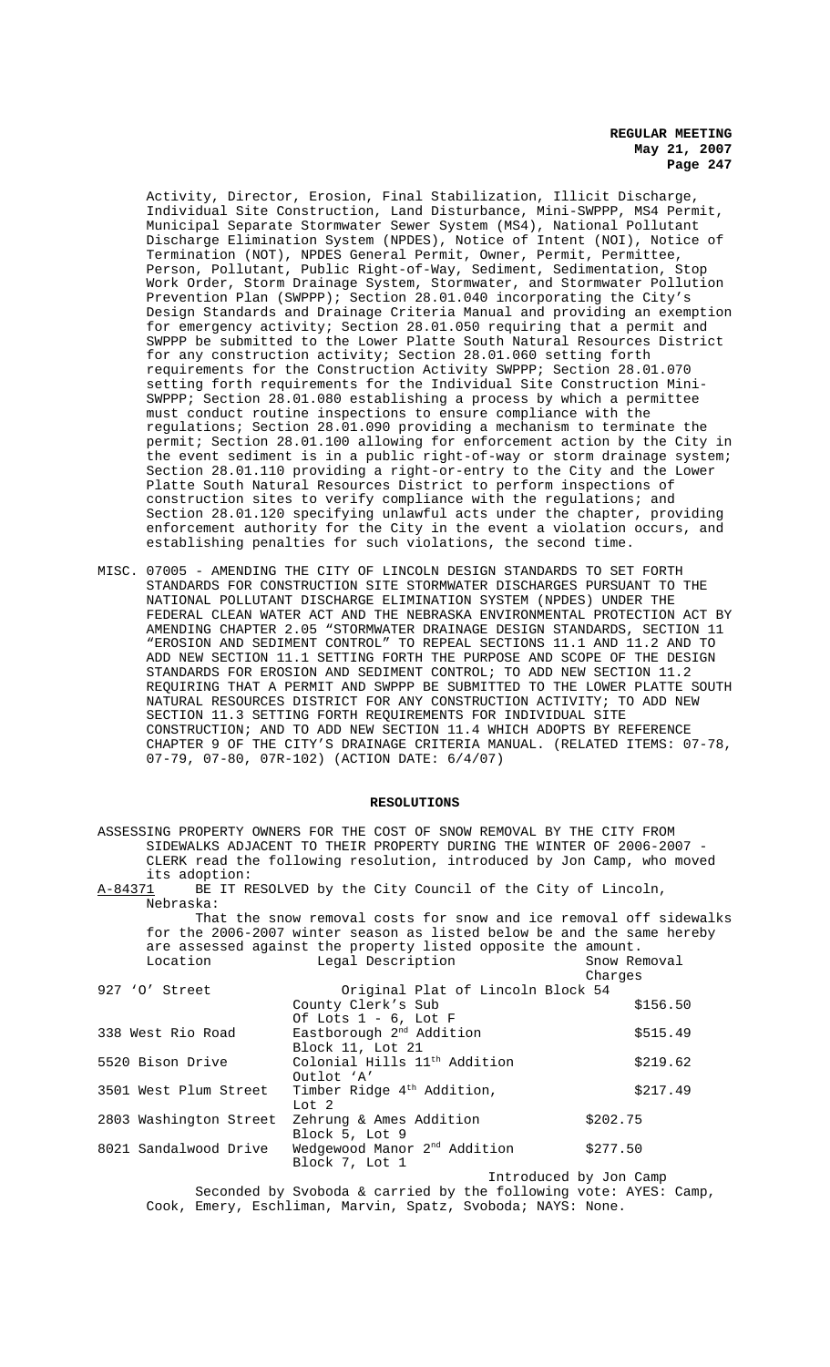Activity, Director, Erosion, Final Stabilization, Illicit Discharge, Individual Site Construction, Land Disturbance, Mini-SWPPP, MS4 Permit, Municipal Separate Stormwater Sewer System (MS4), National Pollutant Discharge Elimination System (NPDES), Notice of Intent (NOI), Notice of Termination (NOT), NPDES General Permit, Owner, Permit, Permittee, Person, Pollutant, Public Right-of-Way, Sediment, Sedimentation, Stop Work Order, Storm Drainage System, Stormwater, and Stormwater Pollution Prevention Plan (SWPPP); Section 28.01.040 incorporating the City's Design Standards and Drainage Criteria Manual and providing an exemption for emergency activity; Section 28.01.050 requiring that a permit and SWPPP be submitted to the Lower Platte South Natural Resources District for any construction activity; Section 28.01.060 setting forth requirements for the Construction Activity SWPPP; Section 28.01.070 setting forth requirements for the Individual Site Construction Mini-SWPPP; Section 28.01.080 establishing a process by which a permittee must conduct routine inspections to ensure compliance with the regulations; Section 28.01.090 providing a mechanism to terminate the permit; Section 28.01.100 allowing for enforcement action by the City in the event sediment is in a public right-of-way or storm drainage system; Section 28.01.110 providing a right-or-entry to the City and the Lower Platte South Natural Resources District to perform inspections of construction sites to verify compliance with the regulations; and Section 28.01.120 specifying unlawful acts under the chapter, providing enforcement authority for the City in the event a violation occurs, and establishing penalties for such violations, the second time.

MISC. 07005 - AMENDING THE CITY OF LINCOLN DESIGN STANDARDS TO SET FORTH STANDARDS FOR CONSTRUCTION SITE STORMWATER DISCHARGES PURSUANT TO THE NATIONAL POLLUTANT DISCHARGE ELIMINATION SYSTEM (NPDES) UNDER THE FEDERAL CLEAN WATER ACT AND THE NEBRASKA ENVIRONMENTAL PROTECTION ACT BY AMENDING CHAPTER 2.05 "STORMWATER DRAINAGE DESIGN STANDARDS, SECTION 11 "EROSION AND SEDIMENT CONTROL" TO REPEAL SECTIONS 11.1 AND 11.2 AND TO ADD NEW SECTION 11.1 SETTING FORTH THE PURPOSE AND SCOPE OF THE DESIGN STANDARDS FOR EROSION AND SEDIMENT CONTROL; TO ADD NEW SECTION 11.2 REQUIRING THAT A PERMIT AND SWPPP BE SUBMITTED TO THE LOWER PLATTE SOUTH NATURAL RESOURCES DISTRICT FOR ANY CONSTRUCTION ACTIVITY; TO ADD NEW SECTION 11.3 SETTING FORTH REQUIREMENTS FOR INDIVIDUAL SITE CONSTRUCTION; AND TO ADD NEW SECTION 11.4 WHICH ADOPTS BY REFERENCE CHAPTER 9 OF THE CITY'S DRAINAGE CRITERIA MANUAL. (RELATED ITEMS: 07-78, 07-79, 07-80, 07R-102) (ACTION DATE: 6/4/07)

## RESOLUTIONS

ASSESSING PROPERTY OWNERS FOR THE COST OF SNOW REMOVAL BY THE CITY FROM SIDEWALKS ADJACENT TO THEIR PROPERTY DURING THE WINTER OF 2006-2007 - CLERK read the following resolution, introduced by Jon Camp, who moved its adoption:

A-84371 BE IT RESOLVED by the City Council of the City of Lincoln, Nebraska:

That the snow removal costs for snow and ice removal off sidewalks for the 2006-2007 winter season as listed below be and the same hereby are assessed against the property listed opposite the amount.

| Location | Legal Description | Snow Removal Charges |
|---|---|---|
| 927 'O' Street | Original Plat of Lincoln Block 54 County Clerk's Sub Of Lots 1 - 6, Lot F | $156.50 |
| 338 West Rio Road | Eastborough 2nd Addition Block 11, Lot 21 | $515.49 |
| 5520 Bison Drive | Colonial Hills 11th Addition Outlot 'A' | $219.62 |
| 3501 West Plum Street | Timber Ridge 4th Addition, Lot 2 | $217.49 |
| 2803 Washington Street | Zehrung & Ames Addition Block 5, Lot 9 | $202.75 |
| 8021 Sandalwood Drive | Wedgewood Manor 2nd Addition Block 7, Lot 1 | $277.50 |

Introduced by Jon Camp

Seconded by Svoboda & carried by the following vote: AYES: Camp, Cook, Emery, Eschliman, Marvin, Spatz, Svoboda; NAYS: None.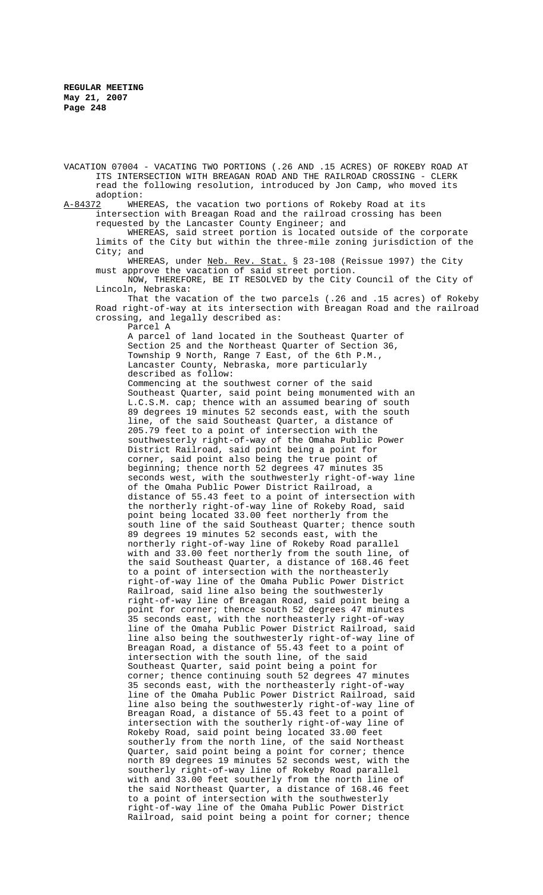VACATION 07004 - VACATING TWO PORTIONS (.26 AND .15 ACRES) OF ROKEBY ROAD AT ITS INTERSECTION WITH BREAGAN ROAD AND THE RAILROAD CROSSING - CLERK read the following resolution, introduced by Jon Camp, who moved its adoption:

A-84372 WHEREAS, the vacation two portions of Rokeby Road at its intersection with Breagan Road and the railroad crossing has been requested by the Lancaster County Engineer; and

WHEREAS, said street portion is located outside of the corporate limits of the City but within the three-mile zoning jurisdiction of the City; and

WHEREAS, under Neb. Rev. Stat. § 23-108 (Reissue 1997) the City must approve the vacation of said street portion.

NOW, THEREFORE, BE IT RESOLVED by the City Council of the City of Lincoln, Nebraska:

That the vacation of the two parcels (.26 and .15 acres) of Rokeby Road right-of-way at its intersection with Breagan Road and the railroad crossing, and legally described as:

Parcel A

A parcel of land located in the Southeast Quarter of Section 25 and the Northeast Quarter of Section 36, Township 9 North, Range 7 East, of the 6th P.M., Lancaster County, Nebraska, more particularly described as follow:

Commencing at the southwest corner of the said Southeast Quarter, said point being monumented with an L.C.S.M. cap; thence with an assumed bearing of south 89 degrees 19 minutes 52 seconds east, with the south line, of the said Southeast Quarter, a distance of 205.79 feet to a point of intersection with the southwesterly right-of-way of the Omaha Public Power District Railroad, said point being a point for corner, said point also being the true point of beginning; thence north 52 degrees 47 minutes 35 seconds west, with the southwesterly right-of-way line of the Omaha Public Power District Railroad, a distance of 55.43 feet to a point of intersection with the northerly right-of-way line of Rokeby Road, said point being located 33.00 feet northerly from the south line of the said Southeast Quarter; thence south 89 degrees 19 minutes 52 seconds east, with the northerly right-of-way line of Rokeby Road parallel with and 33.00 feet northerly from the south line, of the said Southeast Quarter, a distance of 168.46 feet to a point of intersection with the northeasterly right-of-way line of the Omaha Public Power District Railroad, said line also being the southwesterly right-of-way line of Breagan Road, said point being a point for corner; thence south 52 degrees 47 minutes 35 seconds east, with the northeasterly right-of-way line of the Omaha Public Power District Railroad, said line also being the southwesterly right-of-way line of Breagan Road, a distance of 55.43 feet to a point of intersection with the south line, of the said Southeast Quarter, said point being a point for corner; thence continuing south 52 degrees 47 minutes 35 seconds east, with the northeasterly right-of-way line of the Omaha Public Power District Railroad, said line also being the southwesterly right-of-way line of Breagan Road, a distance of 55.43 feet to a point of intersection with the southerly right-of-way line of Rokeby Road, said point being located 33.00 feet southerly from the north line, of the said Northeast Quarter, said point being a point for corner; thence north 89 degrees 19 minutes 52 seconds west, with the southerly right-of-way line of Rokeby Road parallel with and 33.00 feet southerly from the north line of the said Northeast Quarter, a distance of 168.46 feet to a point of intersection with the southwesterly right-of-way line of the Omaha Public Power District Railroad, said point being a point for corner; thence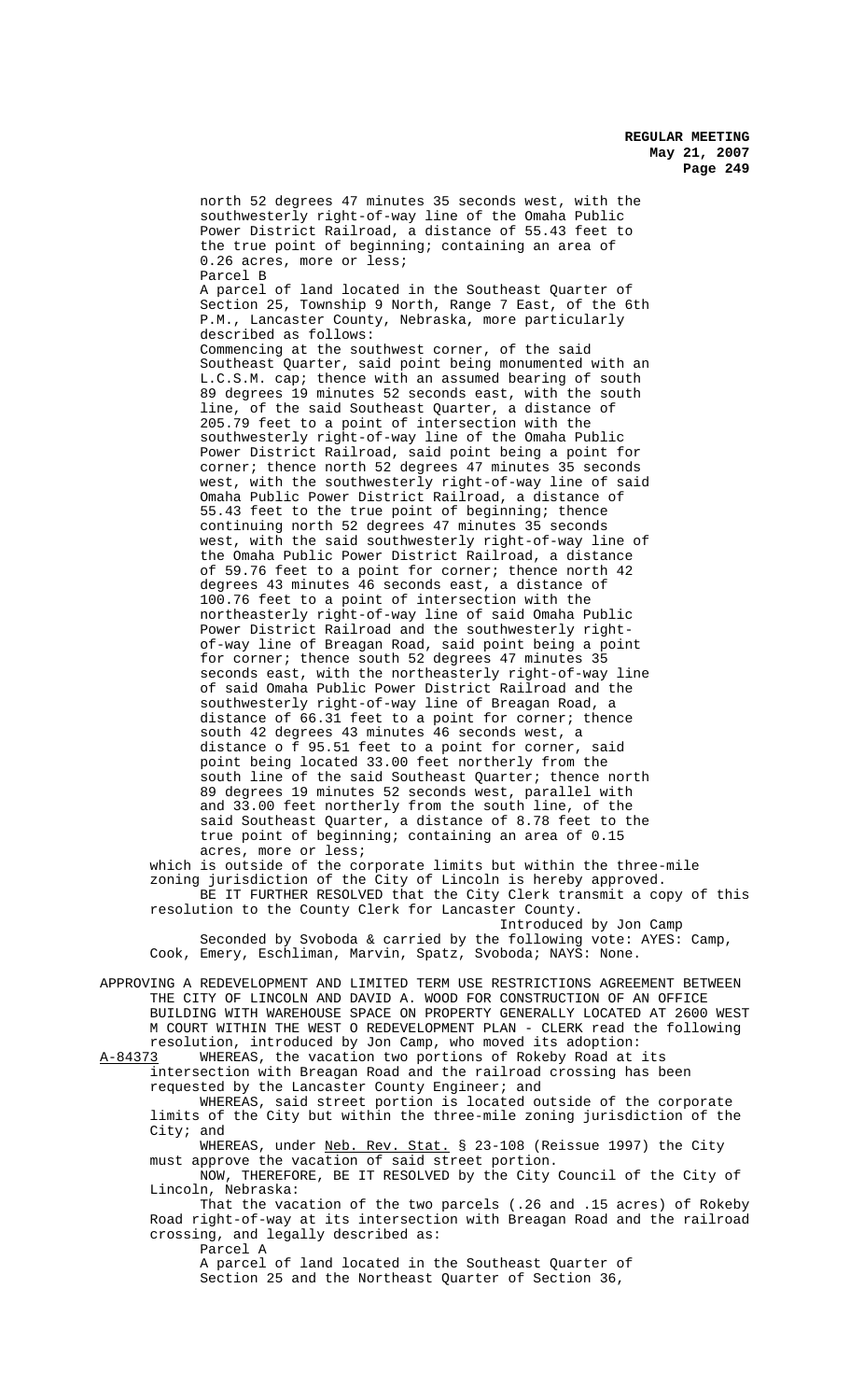north 52 degrees 47 minutes 35 seconds west, with the southwesterly right-of-way line of the Omaha Public Power District Railroad, a distance of 55.43 feet to the true point of beginning; containing an area of 0.26 acres, more or less;

Parcel B

A parcel of land located in the Southeast Quarter of Section 25, Township 9 North, Range 7 East, of the 6th P.M., Lancaster County, Nebraska, more particularly described as follows:

Commencing at the southwest corner, of the said Southeast Quarter, said point being monumented with an L.C.S.M. cap; thence with an assumed bearing of south 89 degrees 19 minutes 52 seconds east, with the south line, of the said Southeast Quarter, a distance of 205.79 feet to a point of intersection with the southwesterly right-of-way line of the Omaha Public Power District Railroad, said point being a point for corner; thence north 52 degrees 47 minutes 35 seconds west, with the southwesterly right-of-way line of said Omaha Public Power District Railroad, a distance of 55.43 feet to the true point of beginning; thence continuing north 52 degrees 47 minutes 35 seconds west, with the said southwesterly right-of-way line of the Omaha Public Power District Railroad, a distance of 59.76 feet to a point for corner; thence north 42 degrees 43 minutes 46 seconds east, a distance of 100.76 feet to a point of intersection with the northeasterly right-of-way line of said Omaha Public Power District Railroad and the southwesterly right-of-way line of Breagan Road, said point being a point for corner; thence south 52 degrees 47 minutes 35 seconds east, with the northeasterly right-of-way line of said Omaha Public Power District Railroad and the southwesterly right-of-way line of Breagan Road, a distance of 66.31 feet to a point for corner; thence south 42 degrees 43 minutes 46 seconds west, a distance o f 95.51 feet to a point for corner, said point being located 33.00 feet northerly from the south line of the said Southeast Quarter; thence north 89 degrees 19 minutes 52 seconds west, parallel with and 33.00 feet northerly from the south line, of the said Southeast Quarter, a distance of 8.78 feet to the true point of beginning; containing an area of 0.15 acres, more or less;

which is outside of the corporate limits but within the three-mile zoning jurisdiction of the City of Lincoln is hereby approved.

BE IT FURTHER RESOLVED that the City Clerk transmit a copy of this resolution to the County Clerk for Lancaster County.

Introduced by Jon Camp

Seconded by Svoboda & carried by the following vote: AYES: Camp, Cook, Emery, Eschliman, Marvin, Spatz, Svoboda; NAYS: None.

APPROVING A REDEVELOPMENT AND LIMITED TERM USE RESTRICTIONS AGREEMENT BETWEEN THE CITY OF LINCOLN AND DAVID A. WOOD FOR CONSTRUCTION OF AN OFFICE BUILDING WITH WAREHOUSE SPACE ON PROPERTY GENERALLY LOCATED AT 2600 WEST M COURT WITHIN THE WEST O REDEVELOPMENT PLAN - CLERK read the following resolution, introduced by Jon Camp, who moved its adoption:

A-84373 WHEREAS, the vacation two portions of Rokeby Road at its intersection with Breagan Road and the railroad crossing has been requested by the Lancaster County Engineer; and

WHEREAS, said street portion is located outside of the corporate limits of the City but within the three-mile zoning jurisdiction of the City; and

WHEREAS, under Neb. Rev. Stat. § 23-108 (Reissue 1997) the City must approve the vacation of said street portion.

NOW, THEREFORE, BE IT RESOLVED by the City Council of the City of Lincoln, Nebraska:

That the vacation of the two parcels (.26 and .15 acres) of Rokeby Road right-of-way at its intersection with Breagan Road and the railroad crossing, and legally described as:

Parcel A

A parcel of land located in the Southeast Quarter of Section 25 and the Northeast Quarter of Section 36,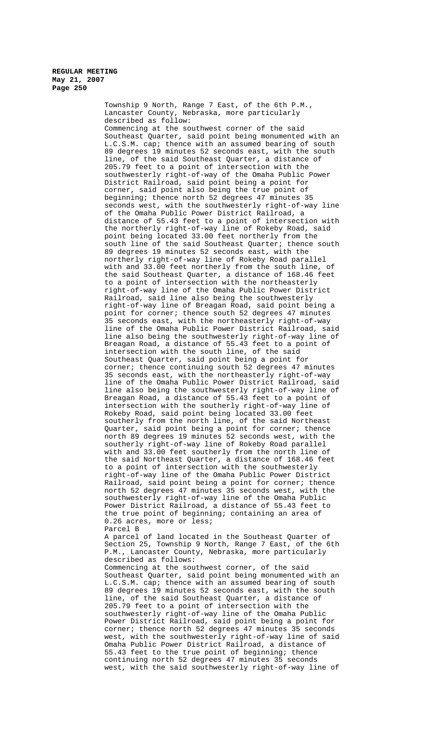Township 9 North, Range 7 East, of the 6th P.M., Lancaster County, Nebraska, more particularly described as follow:

Commencing at the southwest corner of the said Southeast Quarter, said point being monumented with an L.C.S.M. cap; thence with an assumed bearing of south 89 degrees 19 minutes 52 seconds east, with the south line, of the said Southeast Quarter, a distance of 205.79 feet to a point of intersection with the southwesterly right-of-way of the Omaha Public Power District Railroad, said point being a point for corner, said point also being the true point of beginning; thence north 52 degrees 47 minutes 35 seconds west, with the southwesterly right-of-way line of the Omaha Public Power District Railroad, a distance of 55.43 feet to a point of intersection with the northerly right-of-way line of Rokeby Road, said point being located 33.00 feet northerly from the south line of the said Southeast Quarter; thence south 89 degrees 19 minutes 52 seconds east, with the northerly right-of-way line of Rokeby Road parallel with and 33.00 feet northerly from the south line, of the said Southeast Quarter, a distance of 168.46 feet to a point of intersection with the northeasterly right-of-way line of the Omaha Public Power District Railroad, said line also being the southwesterly right-of-way line of Breagan Road, said point being a point for corner; thence south 52 degrees 47 minutes 35 seconds east, with the northeasterly right-of-way line of the Omaha Public Power District Railroad, said line also being the southwesterly right-of-way line of Breagan Road, a distance of 55.43 feet to a point of intersection with the south line, of the said Southeast Quarter, said point being a point for corner; thence continuing south 52 degrees 47 minutes 35 seconds east, with the northeasterly right-of-way line of the Omaha Public Power District Railroad, said line also being the southwesterly right-of-way line of Breagan Road, a distance of 55.43 feet to a point of intersection with the southerly right-of-way line of Rokeby Road, said point being located 33.00 feet southerly from the north line, of the said Northeast Quarter, said point being a point for corner; thence north 89 degrees 19 minutes 52 seconds west, with the southerly right-of-way line of Rokeby Road parallel with and 33.00 feet southerly from the north line of the said Northeast Quarter, a distance of 168.46 feet to a point of intersection with the southwesterly right-of-way line of the Omaha Public Power District Railroad, said point being a point for corner; thence north 52 degrees 47 minutes 35 seconds west, with the southwesterly right-of-way line of the Omaha Public Power District Railroad, a distance of 55.43 feet to the true point of beginning; containing an area of 0.26 acres, more or less;

Parcel B

A parcel of land located in the Southeast Quarter of Section 25, Township 9 North, Range 7 East, of the 6th P.M., Lancaster County, Nebraska, more particularly described as follows:

Commencing at the southwest corner, of the said Southeast Quarter, said point being monumented with an L.C.S.M. cap; thence with an assumed bearing of south 89 degrees 19 minutes 52 seconds east, with the south line, of the said Southeast Quarter, a distance of 205.79 feet to a point of intersection with the southwesterly right-of-way line of the Omaha Public Power District Railroad, said point being a point for corner; thence north 52 degrees 47 minutes 35 seconds west, with the southwesterly right-of-way line of said Omaha Public Power District Railroad, a distance of 55.43 feet to the true point of beginning; thence continuing north 52 degrees 47 minutes 35 seconds west, with the said southwesterly right-of-way line of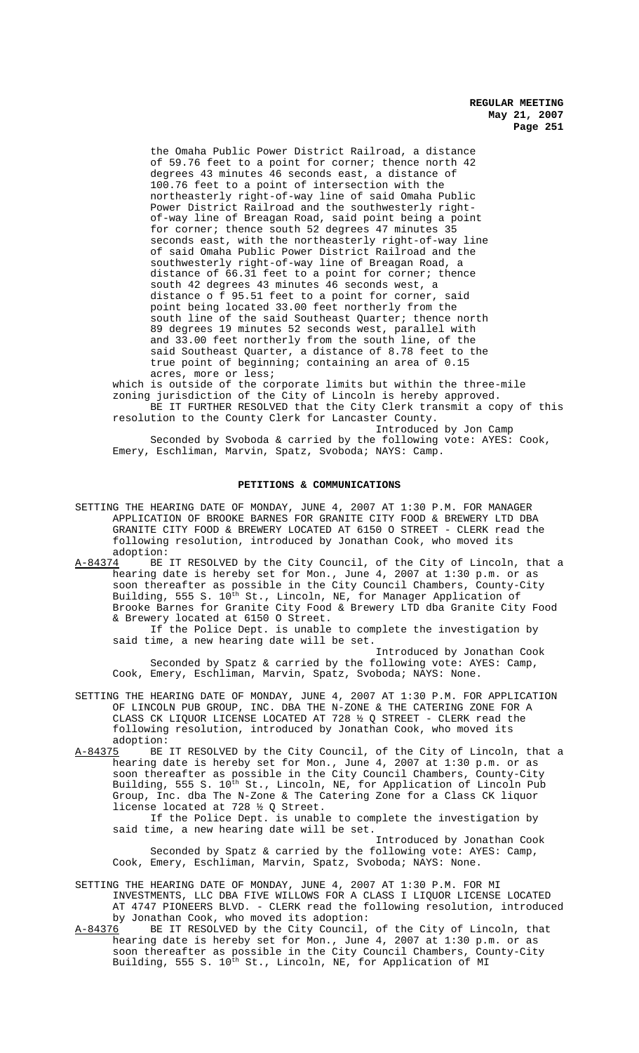the Omaha Public Power District Railroad, a distance of 59.76 feet to a point for corner; thence north 42 degrees 43 minutes 46 seconds east, a distance of 100.76 feet to a point of intersection with the northeasterly right-of-way line of said Omaha Public Power District Railroad and the southwesterly right-of-way line of Breagan Road, said point being a point for corner; thence south 52 degrees 47 minutes 35 seconds east, with the northeasterly right-of-way line of said Omaha Public Power District Railroad and the southwesterly right-of-way line of Breagan Road, a distance of 66.31 feet to a point for corner; thence south 42 degrees 43 minutes 46 seconds west, a distance o f 95.51 feet to a point for corner, said point being located 33.00 feet northerly from the south line of the said Southeast Quarter; thence north 89 degrees 19 minutes 52 seconds west, parallel with and 33.00 feet northerly from the south line, of the said Southeast Quarter, a distance of 8.78 feet to the true point of beginning; containing an area of 0.15 acres, more or less;

which is outside of the corporate limits but within the three-mile zoning jurisdiction of the City of Lincoln is hereby approved.

BE IT FURTHER RESOLVED that the City Clerk transmit a copy of this resolution to the County Clerk for Lancaster County.

Introduced by Jon Camp

Seconded by Svoboda & carried by the following vote: AYES: Cook, Emery, Eschliman, Marvin, Spatz, Svoboda; NAYS: Camp.

## PETITIONS & COMMUNICATIONS

SETTING THE HEARING DATE OF MONDAY, JUNE 4, 2007 AT 1:30 P.M. FOR MANAGER APPLICATION OF BROOKE BARNES FOR GRANITE CITY FOOD & BREWERY LTD DBA GRANITE CITY FOOD & BREWERY LOCATED AT 6150 O STREET - CLERK read the following resolution, introduced by Jonathan Cook, who moved its adoption:

A-84374 BE IT RESOLVED by the City Council, of the City of Lincoln, that a hearing date is hereby set for Mon., June 4, 2007 at 1:30 p.m. or as soon thereafter as possible in the City Council Chambers, County-City Building, 555 S. 10th St., Lincoln, NE, for Manager Application of Brooke Barnes for Granite City Food & Brewery LTD dba Granite City Food & Brewery located at 6150 O Street.

If the Police Dept. is unable to complete the investigation by said time, a new hearing date will be set.

Introduced by Jonathan Cook

Seconded by Spatz & carried by the following vote: AYES: Camp, Cook, Emery, Eschliman, Marvin, Spatz, Svoboda; NAYS: None.

SETTING THE HEARING DATE OF MONDAY, JUNE 4, 2007 AT 1:30 P.M. FOR APPLICATION OF LINCOLN PUB GROUP, INC. DBA THE N-ZONE & THE CATERING ZONE FOR A CLASS CK LIQUOR LICENSE LOCATED AT 728 ½ Q STREET - CLERK read the following resolution, introduced by Jonathan Cook, who moved its adoption:

A-84375 BE IT RESOLVED by the City Council, of the City of Lincoln, that a hearing date is hereby set for Mon., June 4, 2007 at 1:30 p.m. or as soon thereafter as possible in the City Council Chambers, County-City Building, 555 S. 10th St., Lincoln, NE, for Application of Lincoln Pub Group, Inc. dba The N-Zone & The Catering Zone for a Class CK liquor license located at 728 ½ Q Street.

If the Police Dept. is unable to complete the investigation by said time, a new hearing date will be set.

Introduced by Jonathan Cook

Seconded by Spatz & carried by the following vote: AYES: Camp, Cook, Emery, Eschliman, Marvin, Spatz, Svoboda; NAYS: None.

SETTING THE HEARING DATE OF MONDAY, JUNE 4, 2007 AT 1:30 P.M. FOR MI INVESTMENTS, LLC DBA FIVE WILLOWS FOR A CLASS I LIQUOR LICENSE LOCATED AT 4747 PIONEERS BLVD. - CLERK read the following resolution, introduced by Jonathan Cook, who moved its adoption:

A-84376 BE IT RESOLVED by the City Council, of the City of Lincoln, that hearing date is hereby set for Mon., June 4, 2007 at 1:30 p.m. or as soon thereafter as possible in the City Council Chambers, County-City Building, 555 S. 10th St., Lincoln, NE, for Application of MI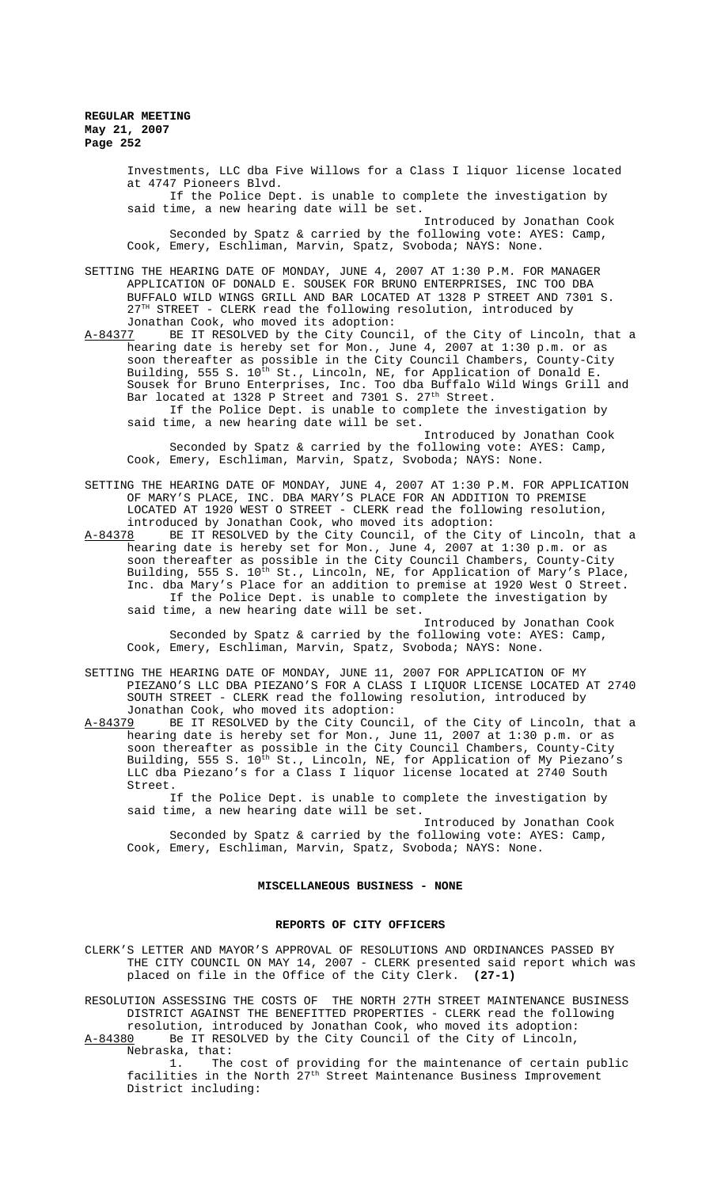Investments, LLC dba Five Willows for a Class I liquor license located at 4747 Pioneers Blvd.

If the Police Dept. is unable to complete the investigation by said time, a new hearing date will be set.

Introduced by Jonathan Cook

Seconded by Spatz & carried by the following vote: AYES: Camp, Cook, Emery, Eschliman, Marvin, Spatz, Svoboda; NAYS: None.

SETTING THE HEARING DATE OF MONDAY, JUNE 4, 2007 AT 1:30 P.M. FOR MANAGER APPLICATION OF DONALD E. SOUSEK FOR BRUNO ENTERPRISES, INC TOO DBA BUFFALO WILD WINGS GRILL AND BAR LOCATED AT 1328 P STREET AND 7301 S. 27TH STREET - CLERK read the following resolution, introduced by Jonathan Cook, who moved its adoption:

A-84377 BE IT RESOLVED by the City Council, of the City of Lincoln, that a hearing date is hereby set for Mon., June 4, 2007 at 1:30 p.m. or as soon thereafter as possible in the City Council Chambers, County-City Building, 555 S. 10th St., Lincoln, NE, for Application of Donald E. Sousek for Bruno Enterprises, Inc. Too dba Buffalo Wild Wings Grill and Bar located at 1328 P Street and 7301 S. 27th Street.

If the Police Dept. is unable to complete the investigation by said time, a new hearing date will be set.

Introduced by Jonathan Cook

Seconded by Spatz & carried by the following vote: AYES: Camp, Cook, Emery, Eschliman, Marvin, Spatz, Svoboda; NAYS: None.

SETTING THE HEARING DATE OF MONDAY, JUNE 4, 2007 AT 1:30 P.M. FOR APPLICATION OF MARY'S PLACE, INC. DBA MARY'S PLACE FOR AN ADDITION TO PREMISE LOCATED AT 1920 WEST O STREET - CLERK read the following resolution, introduced by Jonathan Cook, who moved its adoption:

A-84378 BE IT RESOLVED by the City Council, of the City of Lincoln, that a hearing date is hereby set for Mon., June 4, 2007 at 1:30 p.m. or as soon thereafter as possible in the City Council Chambers, County-City Building, 555 S. 10th St., Lincoln, NE, for Application of Mary's Place, Inc. dba Mary's Place for an addition to premise at 1920 West O Street.

If the Police Dept. is unable to complete the investigation by said time, a new hearing date will be set.

Introduced by Jonathan Cook

Seconded by Spatz & carried by the following vote: AYES: Camp, Cook, Emery, Eschliman, Marvin, Spatz, Svoboda; NAYS: None.

SETTING THE HEARING DATE OF MONDAY, JUNE 11, 2007 FOR APPLICATION OF MY PIEZANO'S LLC DBA PIEZANO'S FOR A CLASS I LIQUOR LICENSE LOCATED AT 2740 SOUTH STREET - CLERK read the following resolution, introduced by Jonathan Cook, who moved its adoption:

A-84379 BE IT RESOLVED by the City Council, of the City of Lincoln, that a hearing date is hereby set for Mon., June 11, 2007 at 1:30 p.m. or as soon thereafter as possible in the City Council Chambers, County-City Building, 555 S. 10th St., Lincoln, NE, for Application of My Piezano's LLC dba Piezano's for a Class I liquor license located at 2740 South Street.

If the Police Dept. is unable to complete the investigation by said time, a new hearing date will be set.

Introduced by Jonathan Cook

Seconded by Spatz & carried by the following vote: AYES: Camp, Cook, Emery, Eschliman, Marvin, Spatz, Svoboda; NAYS: None.

## MISCELLANEOUS BUSINESS - NONE

## REPORTS OF CITY OFFICERS

CLERK'S LETTER AND MAYOR'S APPROVAL OF RESOLUTIONS AND ORDINANCES PASSED BY THE CITY COUNCIL ON MAY 14, 2007 - CLERK presented said report which was placed on file in the Office of the City Clerk. **(27-1)**

RESOLUTION ASSESSING THE COSTS OF THE NORTH 27TH STREET MAINTENANCE BUSINESS DISTRICT AGAINST THE BENEFITTED PROPERTIES - CLERK read the following resolution, introduced by Jonathan Cook, who moved its adoption:

A-84380 Be IT RESOLVED by the City Council of the City of Lincoln, Nebraska, that:

1. The cost of providing for the maintenance of certain public facilities in the North 27th Street Maintenance Business Improvement District including: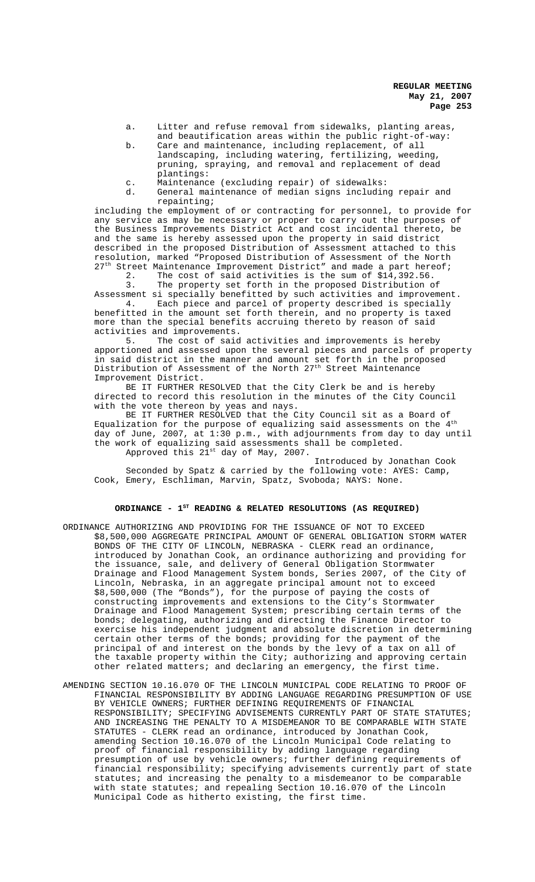a. Litter and refuse removal from sidewalks, planting areas, and beautification areas within the public right-of-way:

b. Care and maintenance, including replacement, of all landscaping, including watering, fertilizing, weeding, pruning, spraying, and removal and replacement of dead plantings:

c. Maintenance (excluding repair) of sidewalks:

d. General maintenance of median signs including repair and repainting;

including the employment of or contracting for personnel, to provide for any service as may be necessary or proper to carry out the purposes of the Business Improvements District Act and cost incidental thereto, be and the same is hereby assessed upon the property in said district described in the proposed Distribution of Assessment attached to this resolution, marked "Proposed Distribution of Assessment of the North 27th Street Maintenance Improvement District" and made a part hereof;

2. The cost of said activities is the sum of $14,392.56.

3. The property set forth in the proposed Distribution of Assessment si specially benefitted by such activities and improvement.

4. Each piece and parcel of property described is specially benefitted in the amount set forth therein, and no property is taxed more than the special benefits accruing thereto by reason of said activities and improvements.

5. The cost of said activities and improvements is hereby apportioned and assessed upon the several pieces and parcels of property in said district in the manner and amount set forth in the proposed Distribution of Assessment of the North 27th Street Maintenance Improvement District.

BE IT FURTHER RESOLVED that the City Clerk be and is hereby directed to record this resolution in the minutes of the City Council with the vote thereon by yeas and nays.

BE IT FURTHER RESOLVED that the City Council sit as a Board of Equalization for the purpose of equalizing said assessments on the 4th day of June, 2007, at 1:30 p.m., with adjournments from day to day until the work of equalizing said assessments shall be completed.

Approved this 21st day of May, 2007.

Introduced by Jonathan Cook

Seconded by Spatz & carried by the following vote: AYES: Camp, Cook, Emery, Eschliman, Marvin, Spatz, Svoboda; NAYS: None.

## ORDINANCE - 1ST READING & RELATED RESOLUTIONS (AS REQUIRED)

ORDINANCE AUTHORIZING AND PROVIDING FOR THE ISSUANCE OF NOT TO EXCEED $8,500,000 AGGREGATE PRINCIPAL AMOUNT OF GENERAL OBLIGATION STORM WATER BONDS OF THE CITY OF LINCOLN, NEBRASKA - CLERK read an ordinance, introduced by Jonathan Cook, an ordinance authorizing and providing for the issuance, sale, and delivery of General Obligation Stormwater Drainage and Flood Management System bonds, Series 2007, of the City of Lincoln, Nebraska, in an aggregate principal amount not to exceed $8,500,000 (The "Bonds"), for the purpose of paying the costs of constructing improvements and extensions to the City's Stormwater Drainage and Flood Management System; prescribing certain terms of the bonds; delegating, authorizing and directing the Finance Director to exercise his independent judgment and absolute discretion in determining certain other terms of the bonds; providing for the payment of the principal of and interest on the bonds by the levy of a tax on all of the taxable property within the City; authorizing and approving certain other related matters; and declaring an emergency, the first time.

AMENDING SECTION 10.16.070 OF THE LINCOLN MUNICIPAL CODE RELATING TO PROOF OF FINANCIAL RESPONSIBILITY BY ADDING LANGUAGE REGARDING PRESUMPTION OF USE BY VEHICLE OWNERS; FURTHER DEFINING REQUIREMENTS OF FINANCIAL RESPONSIBILITY; SPECIFYING ADVISEMENTS CURRENTLY PART OF STATE STATUTES; AND INCREASING THE PENALTY TO A MISDEMEANOR TO BE COMPARABLE WITH STATE STATUTES - CLERK read an ordinance, introduced by Jonathan Cook, amending Section 10.16.070 of the Lincoln Municipal Code relating to proof of financial responsibility by adding language regarding presumption of use by vehicle owners; further defining requirements of financial responsibility; specifying advisements currently part of state statutes; and increasing the penalty to a misdemeanor to be comparable with state statutes; and repealing Section 10.16.070 of the Lincoln Municipal Code as hitherto existing, the first time.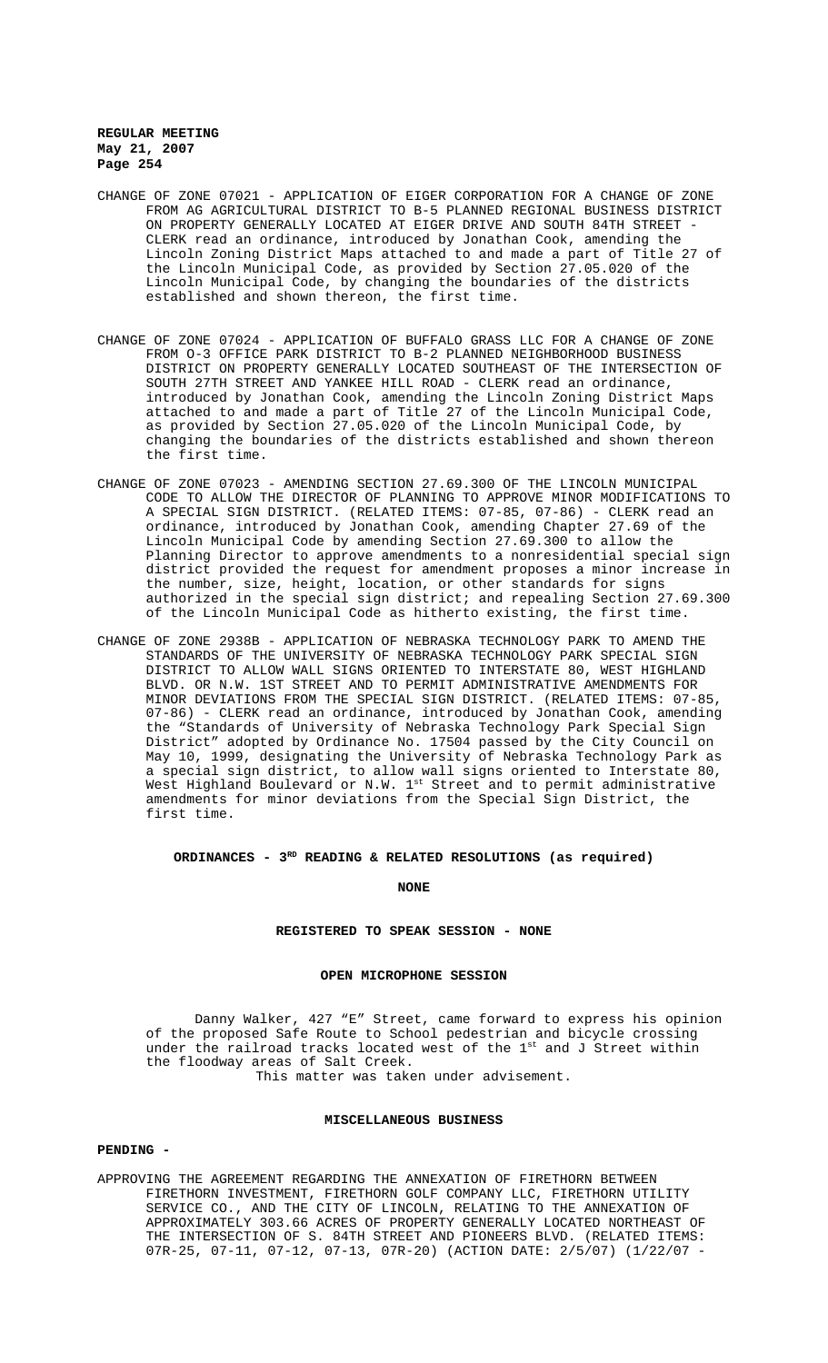CHANGE OF ZONE 07021 - APPLICATION OF EIGER CORPORATION FOR A CHANGE OF ZONE FROM AG AGRICULTURAL DISTRICT TO B-5 PLANNED REGIONAL BUSINESS DISTRICT ON PROPERTY GENERALLY LOCATED AT EIGER DRIVE AND SOUTH 84TH STREET - CLERK read an ordinance, introduced by Jonathan Cook, amending the Lincoln Zoning District Maps attached to and made a part of Title 27 of the Lincoln Municipal Code, as provided by Section 27.05.020 of the Lincoln Municipal Code, by changing the boundaries of the districts established and shown thereon, the first time.

CHANGE OF ZONE 07024 - APPLICATION OF BUFFALO GRASS LLC FOR A CHANGE OF ZONE FROM O-3 OFFICE PARK DISTRICT TO B-2 PLANNED NEIGHBORHOOD BUSINESS DISTRICT ON PROPERTY GENERALLY LOCATED SOUTHEAST OF THE INTERSECTION OF SOUTH 27TH STREET AND YANKEE HILL ROAD - CLERK read an ordinance, introduced by Jonathan Cook, amending the Lincoln Zoning District Maps attached to and made a part of Title 27 of the Lincoln Municipal Code, as provided by Section 27.05.020 of the Lincoln Municipal Code, by changing the boundaries of the districts established and shown thereon the first time.

CHANGE OF ZONE 07023 - AMENDING SECTION 27.69.300 OF THE LINCOLN MUNICIPAL CODE TO ALLOW THE DIRECTOR OF PLANNING TO APPROVE MINOR MODIFICATIONS TO A SPECIAL SIGN DISTRICT. (RELATED ITEMS: 07-85, 07-86) - CLERK read an ordinance, introduced by Jonathan Cook, amending Chapter 27.69 of the Lincoln Municipal Code by amending Section 27.69.300 to allow the Planning Director to approve amendments to a nonresidential special sign district provided the request for amendment proposes a minor increase in the number, size, height, location, or other standards for signs authorized in the special sign district; and repealing Section 27.69.300 of the Lincoln Municipal Code as hitherto existing, the first time.

CHANGE OF ZONE 2938B - APPLICATION OF NEBRASKA TECHNOLOGY PARK TO AMEND THE STANDARDS OF THE UNIVERSITY OF NEBRASKA TECHNOLOGY PARK SPECIAL SIGN DISTRICT TO ALLOW WALL SIGNS ORIENTED TO INTERSTATE 80, WEST HIGHLAND BLVD. OR N.W. 1ST STREET AND TO PERMIT ADMINISTRATIVE AMENDMENTS FOR MINOR DEVIATIONS FROM THE SPECIAL SIGN DISTRICT. (RELATED ITEMS: 07-85, 07-86) - CLERK read an ordinance, introduced by Jonathan Cook, amending the "Standards of University of Nebraska Technology Park Special Sign District" adopted by Ordinance No. 17504 passed by the City Council on May 10, 1999, designating the University of Nebraska Technology Park as a special sign district, to allow wall signs oriented to Interstate 80, West Highland Boulevard or N.W. 1st Street and to permit administrative amendments for minor deviations from the Special Sign District, the first time.

**ORDINANCES - 3RD READING & RELATED RESOLUTIONS (as required)**

**NONE**

**REGISTERED TO SPEAK SESSION - NONE**

**OPEN MICROPHONE SESSION**

Danny Walker, 427 "E" Street, came forward to express his opinion of the proposed Safe Route to School pedestrian and bicycle crossing under the railroad tracks located west of the 1st and J Street within the floodway areas of Salt Creek.
This matter was taken under advisement.

**MISCELLANEOUS BUSINESS**

**PENDING -**

APPROVING THE AGREEMENT REGARDING THE ANNEXATION OF FIRETHORN BETWEEN FIRETHORN INVESTMENT, FIRETHORN GOLF COMPANY LLC, FIRETHORN UTILITY SERVICE CO., AND THE CITY OF LINCOLN, RELATING TO THE ANNEXATION OF APPROXIMATELY 303.66 ACRES OF PROPERTY GENERALLY LOCATED NORTHEAST OF THE INTERSECTION OF S. 84TH STREET AND PIONEERS BLVD. (RELATED ITEMS: 07R-25, 07-11, 07-12, 07-13, 07R-20) (ACTION DATE: 2/5/07) (1/22/07 -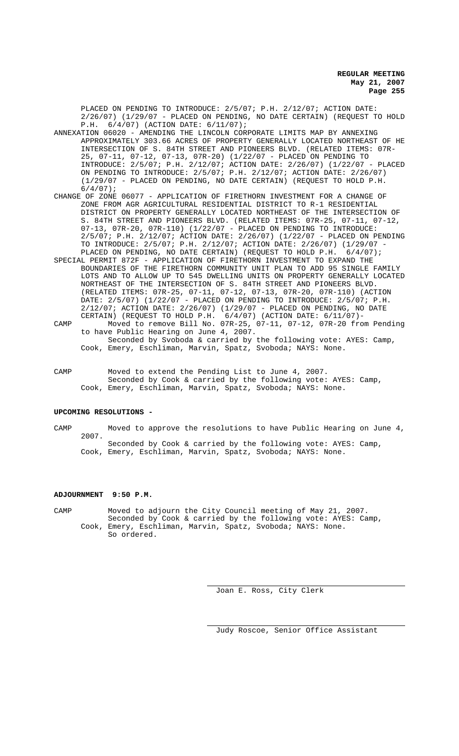PLACED ON PENDING TO INTRODUCE: 2/5/07; P.H. 2/12/07; ACTION DATE: 2/26/07) (1/29/07 - PLACED ON PENDING, NO DATE CERTAIN) (REQUEST TO HOLD P.H. 6/4/07) (ACTION DATE: 6/11/07);

ANNEXATION 06020 - AMENDING THE LINCOLN CORPORATE LIMITS MAP BY ANNEXING APPROXIMATELY 303.66 ACRES OF PROPERTY GENERALLY LOCATED NORTHEAST OF HE INTERSECTION OF S. 84TH STREET AND PIONEERS BLVD. (RELATED ITEMS: 07R-25, 07-11, 07-12, 07-13, 07R-20) (1/22/07 - PLACED ON PENDING TO INTRODUCE: 2/5/07; P.H. 2/12/07; ACTION DATE: 2/26/07) (1/22/07 - PLACED ON PENDING TO INTRODUCE: 2/5/07; P.H. 2/12/07; ACTION DATE: 2/26/07) (1/29/07 - PLACED ON PENDING, NO DATE CERTAIN) (REQUEST TO HOLD P.H. 6/4/07);

CHANGE OF ZONE 06077 - APPLICATION OF FIRETHORN INVESTMENT FOR A CHANGE OF ZONE FROM AGR AGRICULTURAL RESIDENTIAL DISTRICT TO R-1 RESIDENTIAL DISTRICT ON PROPERTY GENERALLY LOCATED NORTHEAST OF THE INTERSECTION OF S. 84TH STREET AND PIONEERS BLVD. (RELATED ITEMS: 07R-25, 07-11, 07-12, 07-13, 07R-20, 07R-110) (1/22/07 - PLACED ON PENDING TO INTRODUCE: 2/5/07; P.H. 2/12/07; ACTION DATE: 2/26/07) (1/22/07 - PLACED ON PENDING TO INTRODUCE: 2/5/07; P.H. 2/12/07; ACTION DATE: 2/26/07) (1/29/07 - PLACED ON PENDING, NO DATE CERTAIN) (REQUEST TO HOLD P.H. 6/4/07);

SPECIAL PERMIT 872F - APPLICATION OF FIRETHORN INVESTMENT TO EXPAND THE BOUNDARIES OF THE FIRETHORN COMMUNITY UNIT PLAN TO ADD 95 SINGLE FAMILY LOTS AND TO ALLOW UP TO 545 DWELLING UNITS ON PROPERTY GENERALLY LOCATED NORTHEAST OF THE INTERSECTION OF S. 84TH STREET AND PIONEERS BLVD. (RELATED ITEMS: 07R-25, 07-11, 07-12, 07-13, 07R-20, 07R-110) (ACTION DATE: 2/5/07) (1/22/07 - PLACED ON PENDING TO INTRODUCE: 2/5/07; P.H. 2/12/07; ACTION DATE: 2/26/07) (1/29/07 - PLACED ON PENDING, NO DATE CERTAIN) (REQUEST TO HOLD P.H. 6/4/07) (ACTION DATE: 6/11/07)-

CAMP Moved to remove Bill No. 07R-25, 07-11, 07-12, 07R-20 from Pending to have Public Hearing on June 4, 2007.
Seconded by Svoboda & carried by the following vote: AYES: Camp, Cook, Emery, Eschliman, Marvin, Spatz, Svoboda; NAYS: None.

CAMP Moved to extend the Pending List to June 4, 2007.
Seconded by Cook & carried by the following vote: AYES: Camp, Cook, Emery, Eschliman, Marvin, Spatz, Svoboda; NAYS: None.

**UPCOMING RESOLUTIONS -**

CAMP Moved to approve the resolutions to have Public Hearing on June 4, 2007.
Seconded by Cook & carried by the following vote: AYES: Camp, Cook, Emery, Eschliman, Marvin, Spatz, Svoboda; NAYS: None.

**ADJOURNMENT 9:50 P.M.**

CAMP Moved to adjourn the City Council meeting of May 21, 2007.
Seconded by Cook & carried by the following vote: AYES: Camp, Cook, Emery, Eschliman, Marvin, Spatz, Svoboda; NAYS: None.
So ordered.

Joan E. Ross, City Clerk

Judy Roscoe, Senior Office Assistant